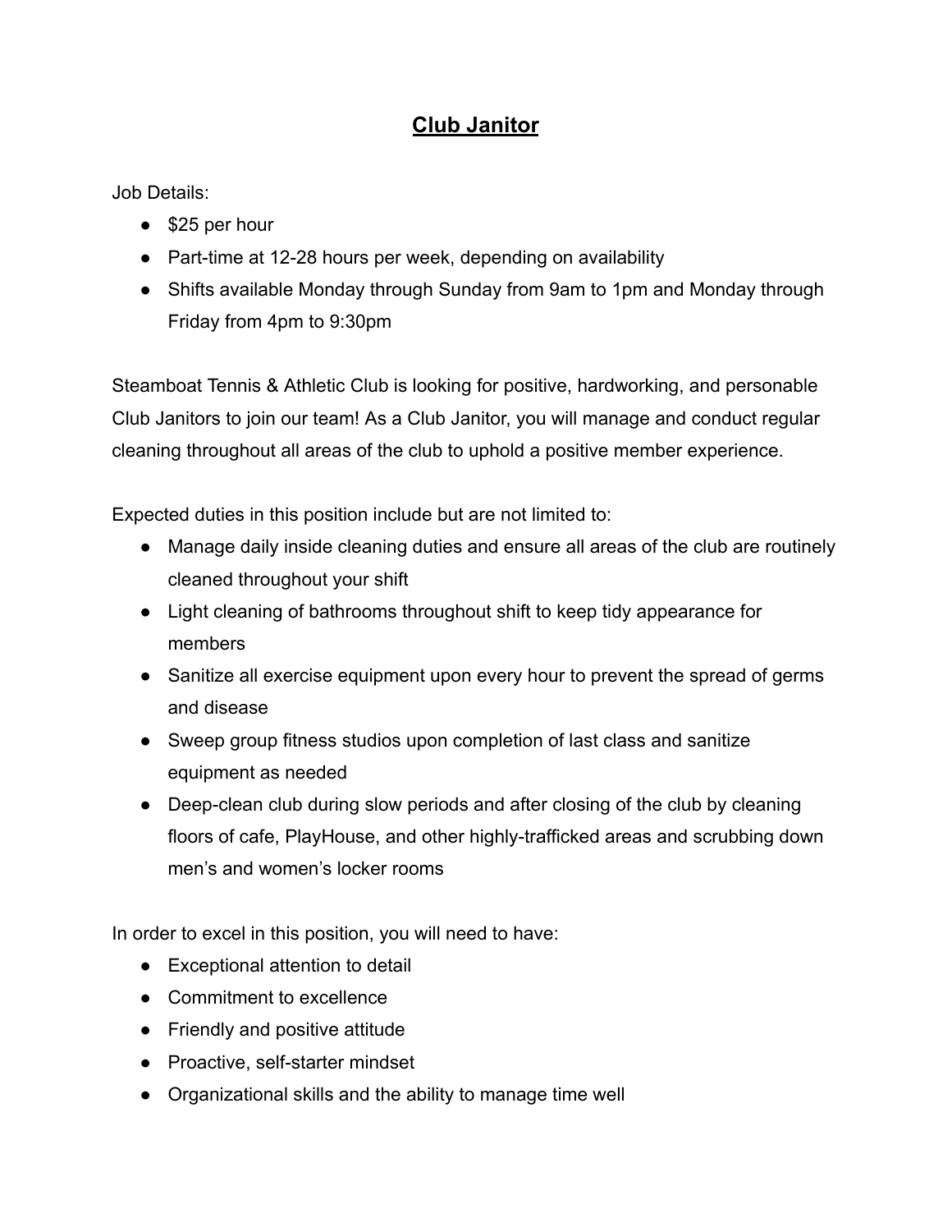# <u>Club Janitor</u>

Job Details:

- $25 per hour
- Part-time at 12-28 hours per week, depending on availability
- Shifts available Monday through Sunday from 9am to 1pm and Monday through Friday from 4pm to 9:30pm

Steamboat Tennis & Athletic Club is looking for positive, hardworking, and personable Club Janitors to join our team! As a Club Janitor, you will manage and conduct regular cleaning throughout all areas of the club to uphold a positive member experience.

Expected duties in this position include but are not limited to:

- Manage daily inside cleaning duties and ensure all areas of the club are routinely cleaned throughout your shift
- Light cleaning of bathrooms throughout shift to keep tidy appearance for members
- Sanitize all exercise equipment upon every hour to prevent the spread of germs and disease
- Sweep group fitness studios upon completion of last class and sanitize equipment as needed
- Deep-clean club during slow periods and after closing of the club by cleaning floors of cafe, PlayHouse, and other highly-trafficked areas and scrubbing down men's and women's locker rooms

In order to excel in this position, you will need to have:

- Exceptional attention to detail
- Commitment to excellence
- Friendly and positive attitude
- Proactive, self-starter mindset
- Organizational skills and the ability to manage time well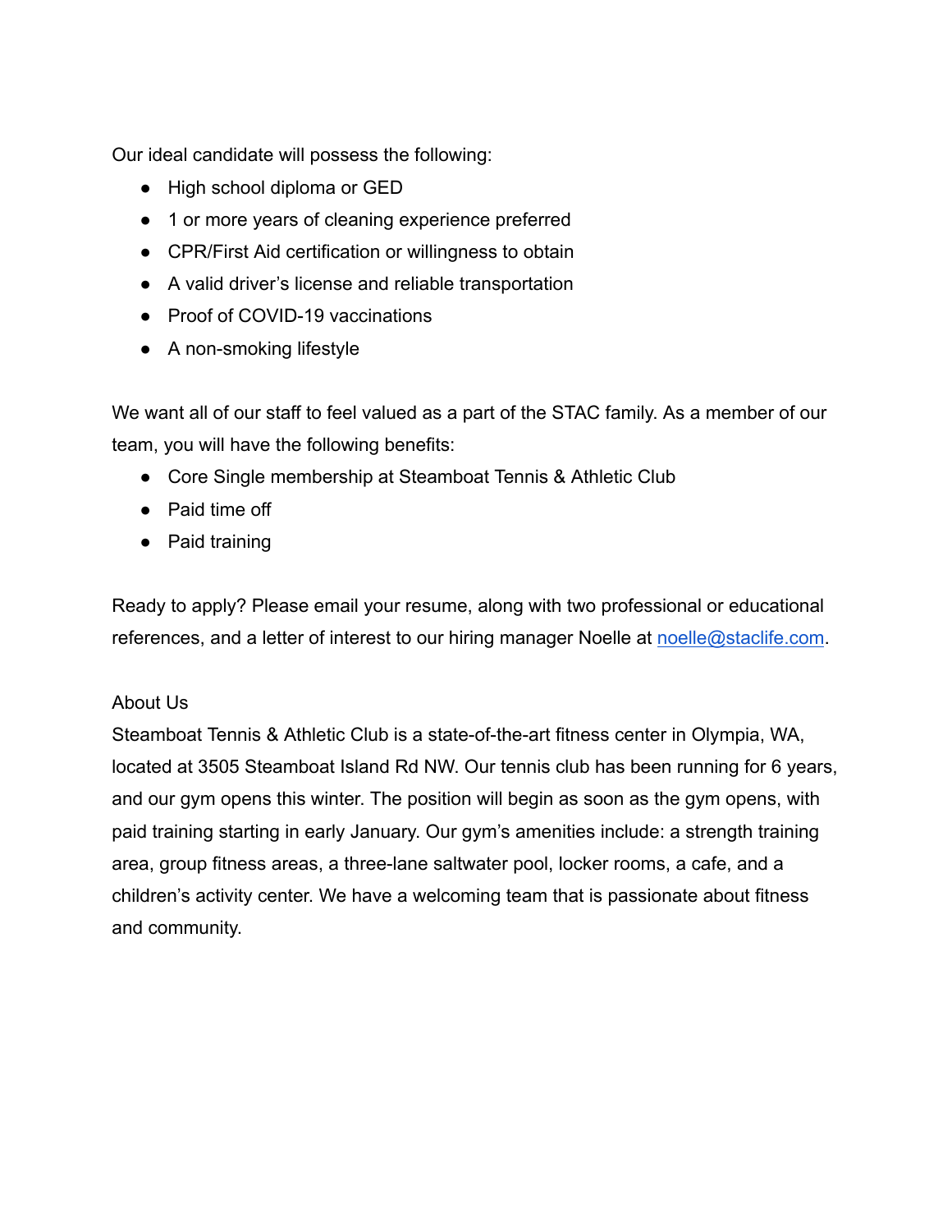Our ideal candidate will possess the following:

- High school diploma or GED
- 1 or more years of cleaning experience preferred
- CPR/First Aid certification or willingness to obtain
- A valid driver's license and reliable transportation
- Proof of COVID-19 vaccinations
- A non-smoking lifestyle

We want all of our staff to feel valued as a part of the STAC family. As a member of our team, you will have the following benefits:

- Core Single membership at Steamboat Tennis & Athletic Club
- Paid time off
- Paid training

Ready to apply? Please email your resume, along with two professional or educational references, and a letter of interest to our hiring manager Noelle at [noelle@staclife.com](mailto:noelle@staclife.com).

About Us

Steamboat Tennis & Athletic Club is a state-of-the-art fitness center in Olympia, WA, located at 3505 Steamboat Island Rd NW. Our tennis club has been running for 6 years, and our gym opens this winter. The position will begin as soon as the gym opens, with paid training starting in early January. Our gym's amenities include: a strength training area, group fitness areas, a three-lane saltwater pool, locker rooms, a cafe, and a children's activity center. We have a welcoming team that is passionate about fitness and community.